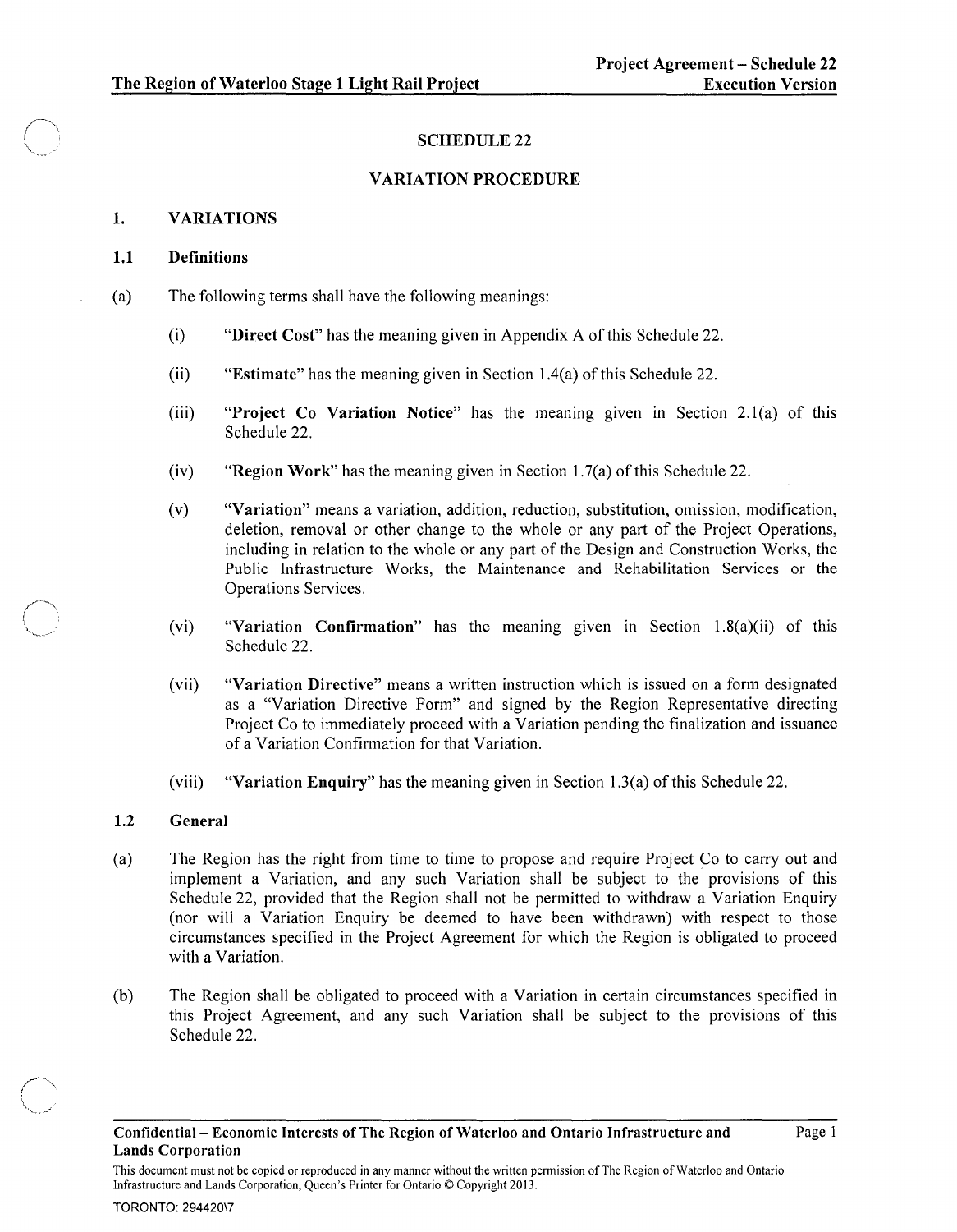# SCHEDULE 22

## VARIATION PROCEDURE

### 1. VARIATIONS

#### 1.1 Definitions

(a) The following terms shall have the following meanings:

(i) "**Direct Cost**" has the meaning given in Appendix A of this Schedule 22.

(ii) "**Estimate**" has the meaning given in Section 1.4(a) of this Schedule 22.

(iii) "**Project Co Variation Notice**" has the meaning given in Section 2.1(a) of this Schedule 22.

(iv) "**Region Work**" has the meaning given in Section 1.7(a) of this Schedule 22.

(v) "**Variation**" means a variation, addition, reduction, substitution, omission, modification, deletion, removal or other change to the whole or any part of the Project Operations, including in relation to the whole or any part of the Design and Construction Works, the Public Infrastructure Works, the Maintenance and Rehabilitation Services or the Operations Services.

(vi) "**Variation Confirmation**" has the meaning given in Section 1.8(a)(ii) of this Schedule 22.

(vii) "**Variation Directive**" means a written instruction which is issued on a form designated as a "Variation Directive Form" and signed by the Region Representative directing Project Co to immediately proceed with a Variation pending the finalization and issuance of a Variation Confirmation for that Variation.

(viii) "**Variation Enquiry**" has the meaning given in Section 1.3(a) of this Schedule 22.

#### 1.2 General

(a) The Region has the right from time to time to propose and require Project Co to carry out and implement a Variation, and any such Variation shall be subject to the provisions of this Schedule 22, provided that the Region shall not be permitted to withdraw a Variation Enquiry (nor will a Variation Enquiry be deemed to have been withdrawn) with respect to those circumstances specified in the Project Agreement for which the Region is obligated to proceed with a Variation.

(b) The Region shall be obligated to proceed with a Variation in certain circumstances specified in this Project Agreement, and any such Variation shall be subject to the provisions of this Schedule 22.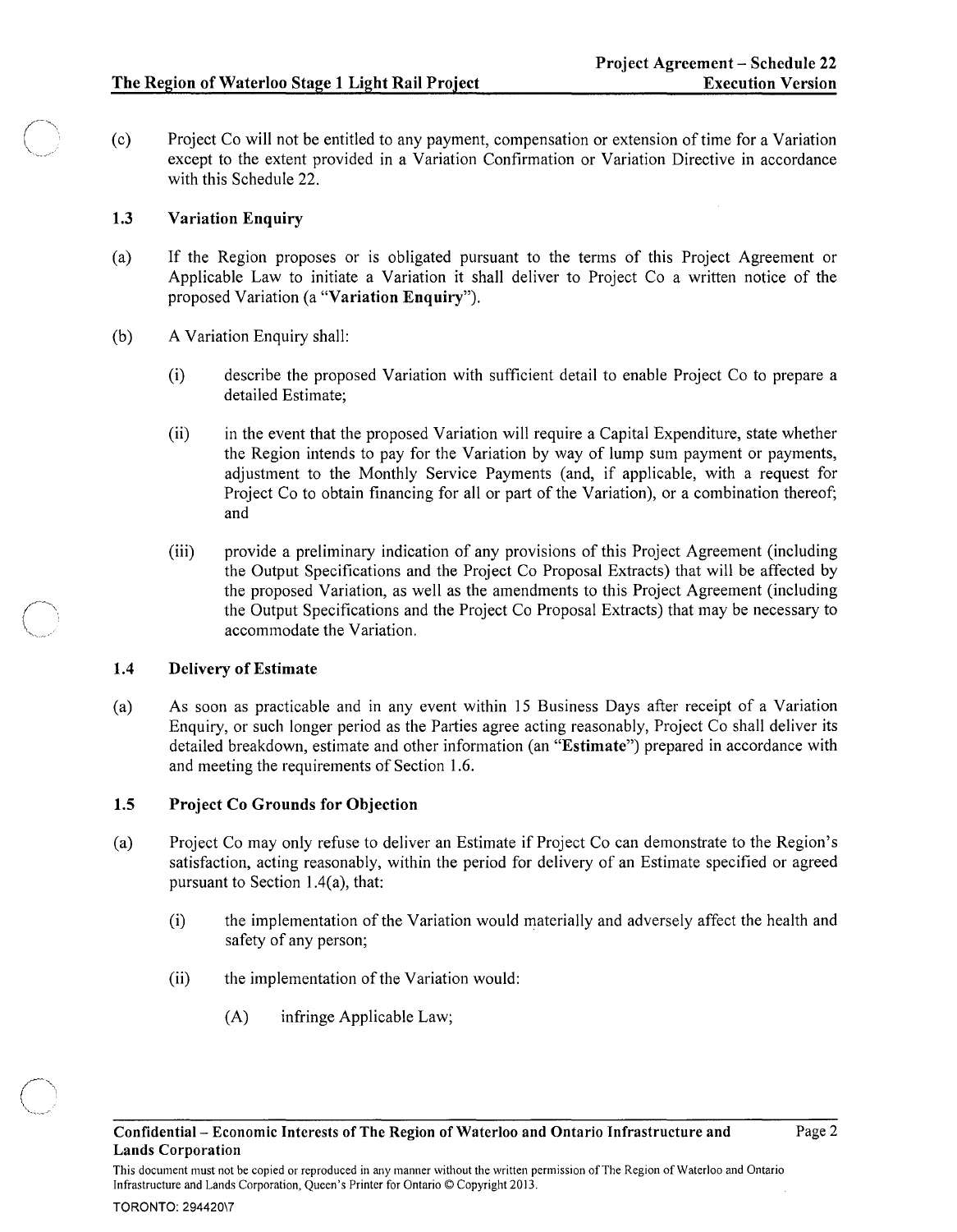(c) Project Co will not be entitled to any payment, compensation or extension of time for a Variation except to the extent provided in a Variation Confirmation or Variation Directive in accordance with this Schedule 22.

### 1.3 Variation Enquiry

(a) If the Region proposes or is obligated pursuant to the terms of this Project Agreement or Applicable Law to initiate a Variation it shall deliver to Project Co a written notice of the proposed Variation (a "**Variation Enquiry**").

(b) A Variation Enquiry shall:

(i) describe the proposed Variation with sufficient detail to enable Project Co to prepare a detailed Estimate;

(ii) in the event that the proposed Variation will require a Capital Expenditure, state whether the Region intends to pay for the Variation by way of lump sum payment or payments, adjustment to the Monthly Service Payments (and, if applicable, with a request for Project Co to obtain financing for all or part of the Variation), or a combination thereof; and

(iii) provide a preliminary indication of any provisions of this Project Agreement (including the Output Specifications and the Project Co Proposal Extracts) that will be affected by the proposed Variation, as well as the amendments to this Project Agreement (including the Output Specifications and the Project Co Proposal Extracts) that may be necessary to accommodate the Variation.

### 1.4 Delivery of Estimate

(a) As soon as practicable and in any event within 15 Business Days after receipt of a Variation Enquiry, or such longer period as the Parties agree acting reasonably, Project Co shall deliver its detailed breakdown, estimate and other information (an "**Estimate**") prepared in accordance with and meeting the requirements of Section 1.6.

### 1.5 Project Co Grounds for Objection

(a) Project Co may only refuse to deliver an Estimate if Project Co can demonstrate to the Region's satisfaction, acting reasonably, within the period for delivery of an Estimate specified or agreed pursuant to Section 1.4(a), that:

(i) the implementation of the Variation would materially and adversely affect the health and safety of any person;

(ii) the implementation of the Variation would:

(A) infringe Applicable Law;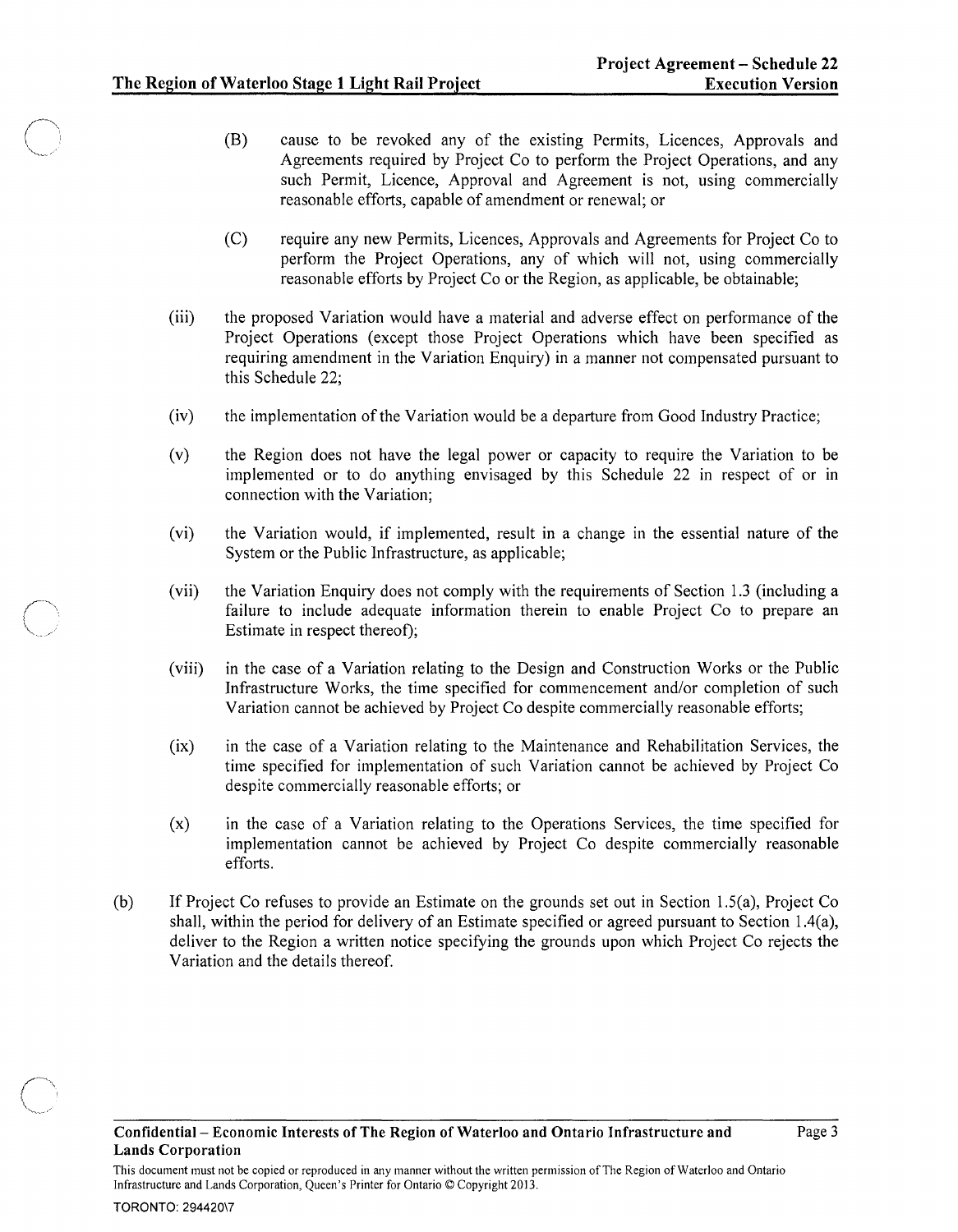(B) cause to be revoked any of the existing Permits, Licences, Approvals and Agreements required by Project Co to perform the Project Operations, and any such Permit, Licence, Approval and Agreement is not, using commercially reasonable efforts, capable of amendment or renewal; or

(C) require any new Permits, Licences, Approvals and Agreements for Project Co to perform the Project Operations, any of which will not, using commercially reasonable efforts by Project Co or the Region, as applicable, be obtainable;

(iii) the proposed Variation would have a material and adverse effect on performance of the Project Operations (except those Project Operations which have been specified as requiring amendment in the Variation Enquiry) in a manner not compensated pursuant to this Schedule 22;

(iv) the implementation of the Variation would be a departure from Good Industry Practice;

(v) the Region does not have the legal power or capacity to require the Variation to be implemented or to do anything envisaged by this Schedule 22 in respect of or in connection with the Variation;

(vi) the Variation would, if implemented, result in a change in the essential nature of the System or the Public Infrastructure, as applicable;

(vii) the Variation Enquiry does not comply with the requirements of Section 1.3 (including a failure to include adequate information therein to enable Project Co to prepare an Estimate in respect thereof);

(viii) in the case of a Variation relating to the Design and Construction Works or the Public Infrastructure Works, the time specified for commencement and/or completion of such Variation cannot be achieved by Project Co despite commercially reasonable efforts;

(ix) in the case of a Variation relating to the Maintenance and Rehabilitation Services, the time specified for implementation of such Variation cannot be achieved by Project Co despite commercially reasonable efforts; or

(x) in the case of a Variation relating to the Operations Services, the time specified for implementation cannot be achieved by Project Co despite commercially reasonable efforts.

(b) If Project Co refuses to provide an Estimate on the grounds set out in Section 1.5(a), Project Co shall, within the period for delivery of an Estimate specified or agreed pursuant to Section 1.4(a), deliver to the Region a written notice specifying the grounds upon which Project Co rejects the Variation and the details thereof.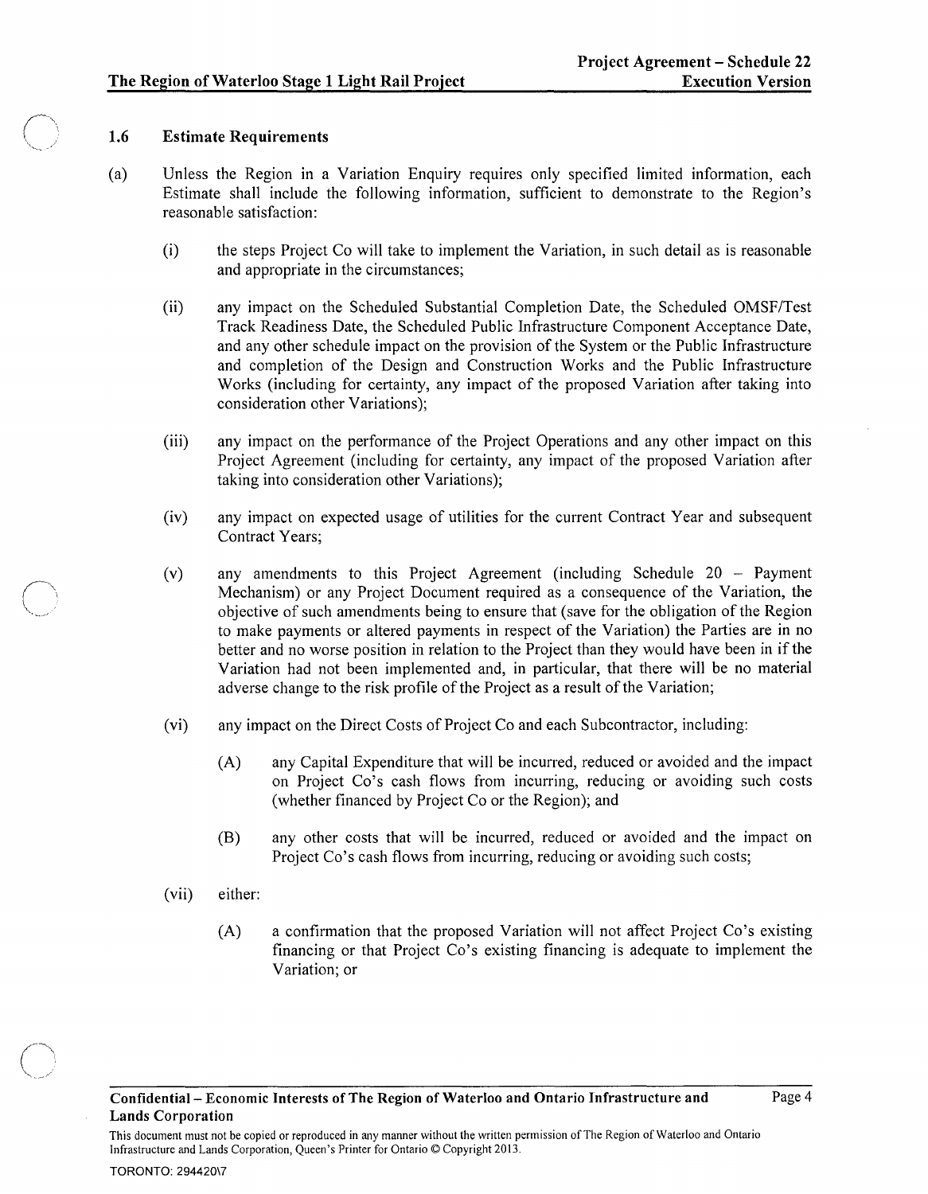### 1.6 Estimate Requirements

(a) Unless the Region in a Variation Enquiry requires only specified limited information, each Estimate shall include the following information, sufficient to demonstrate to the Region's reasonable satisfaction:

(i) the steps Project Co will take to implement the Variation, in such detail as is reasonable and appropriate in the circumstances;

(ii) any impact on the Scheduled Substantial Completion Date, the Scheduled OMSF/Test Track Readiness Date, the Scheduled Public Infrastructure Component Acceptance Date, and any other schedule impact on the provision of the System or the Public Infrastructure and completion of the Design and Construction Works and the Public Infrastructure Works (including for certainty, any impact of the proposed Variation after taking into consideration other Variations);

(iii) any impact on the performance of the Project Operations and any other impact on this Project Agreement (including for certainty, any impact of the proposed Variation after taking into consideration other Variations);

(iv) any impact on expected usage of utilities for the current Contract Year and subsequent Contract Years;

(v) any amendments to this Project Agreement (including Schedule 20 – Payment Mechanism) or any Project Document required as a consequence of the Variation, the objective of such amendments being to ensure that (save for the obligation of the Region to make payments or altered payments in respect of the Variation) the Parties are in no better and no worse position in relation to the Project than they would have been in if the Variation had not been implemented and, in particular, that there will be no material adverse change to the risk profile of the Project as a result of the Variation;

(vi) any impact on the Direct Costs of Project Co and each Subcontractor, including:

(A) any Capital Expenditure that will be incurred, reduced or avoided and the impact on Project Co's cash flows from incurring, reducing or avoiding such costs (whether financed by Project Co or the Region); and

(B) any other costs that will be incurred, reduced or avoided and the impact on Project Co's cash flows from incurring, reducing or avoiding such costs;

(vii) either:

(A) a confirmation that the proposed Variation will not affect Project Co's existing financing or that Project Co's existing financing is adequate to implement the Variation; or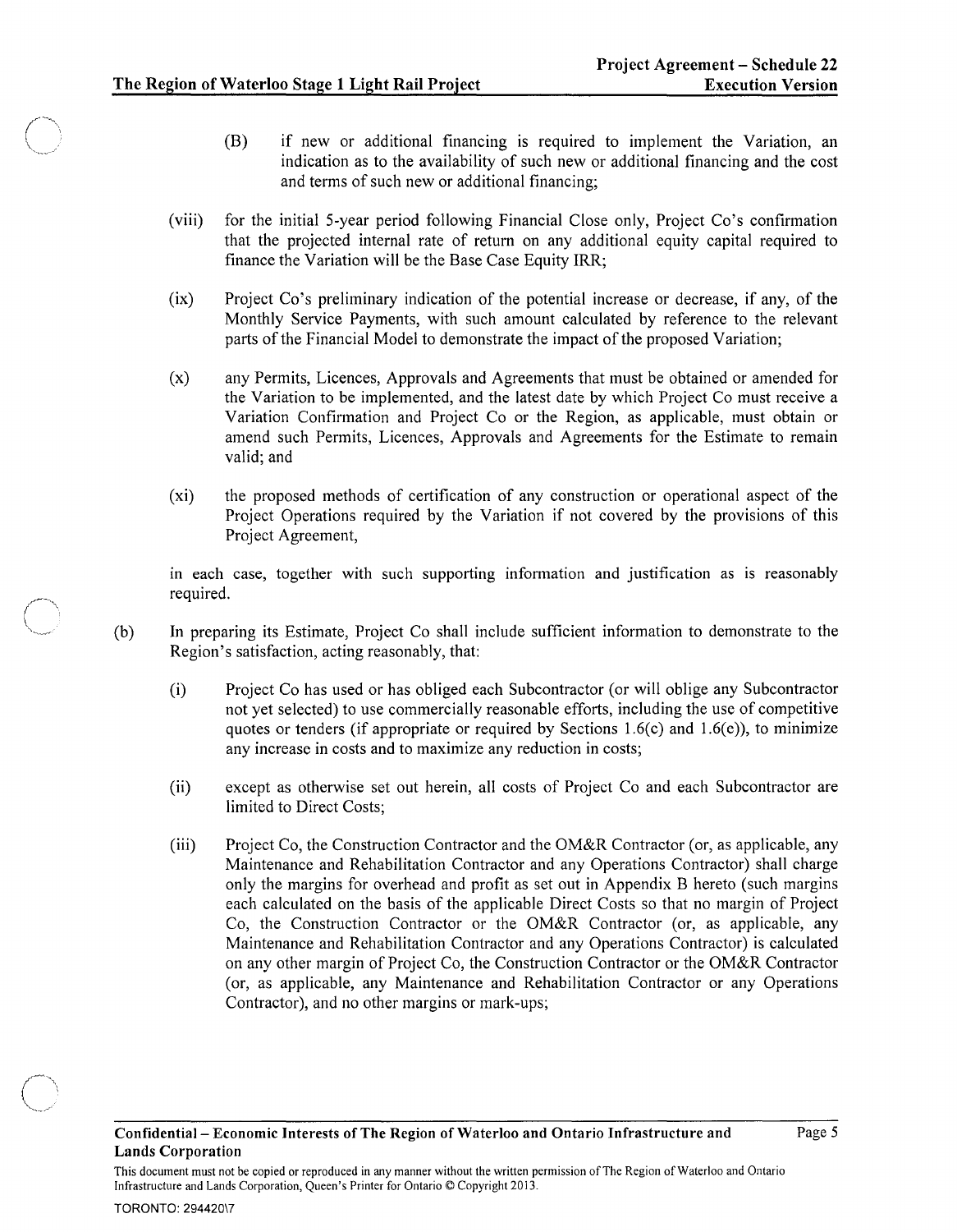(B) if new or additional financing is required to implement the Variation, an indication as to the availability of such new or additional financing and the cost and terms of such new or additional financing;

(viii) for the initial 5-year period following Financial Close only, Project Co's confirmation that the projected internal rate of return on any additional equity capital required to finance the Variation will be the Base Case Equity IRR;

(ix) Project Co's preliminary indication of the potential increase or decrease, if any, of the Monthly Service Payments, with such amount calculated by reference to the relevant parts of the Financial Model to demonstrate the impact of the proposed Variation;

(x) any Permits, Licences, Approvals and Agreements that must be obtained or amended for the Variation to be implemented, and the latest date by which Project Co must receive a Variation Confirmation and Project Co or the Region, as applicable, must obtain or amend such Permits, Licences, Approvals and Agreements for the Estimate to remain valid; and

(xi) the proposed methods of certification of any construction or operational aspect of the Project Operations required by the Variation if not covered by the provisions of this Project Agreement,

in each case, together with such supporting information and justification as is reasonably required.

(b) In preparing its Estimate, Project Co shall include sufficient information to demonstrate to the Region's satisfaction, acting reasonably, that:

(i) Project Co has used or has obliged each Subcontractor (or will oblige any Subcontractor not yet selected) to use commercially reasonable efforts, including the use of competitive quotes or tenders (if appropriate or required by Sections 1.6(c) and 1.6(e)), to minimize any increase in costs and to maximize any reduction in costs;

(ii) except as otherwise set out herein, all costs of Project Co and each Subcontractor are limited to Direct Costs;

(iii) Project Co, the Construction Contractor and the OM&R Contractor (or, as applicable, any Maintenance and Rehabilitation Contractor and any Operations Contractor) shall charge only the margins for overhead and profit as set out in Appendix B hereto (such margins each calculated on the basis of the applicable Direct Costs so that no margin of Project Co, the Construction Contractor or the OM&R Contractor (or, as applicable, any Maintenance and Rehabilitation Contractor and any Operations Contractor) is calculated on any other margin of Project Co, the Construction Contractor or the OM&R Contractor (or, as applicable, any Maintenance and Rehabilitation Contractor or any Operations Contractor), and no other margins or mark-ups;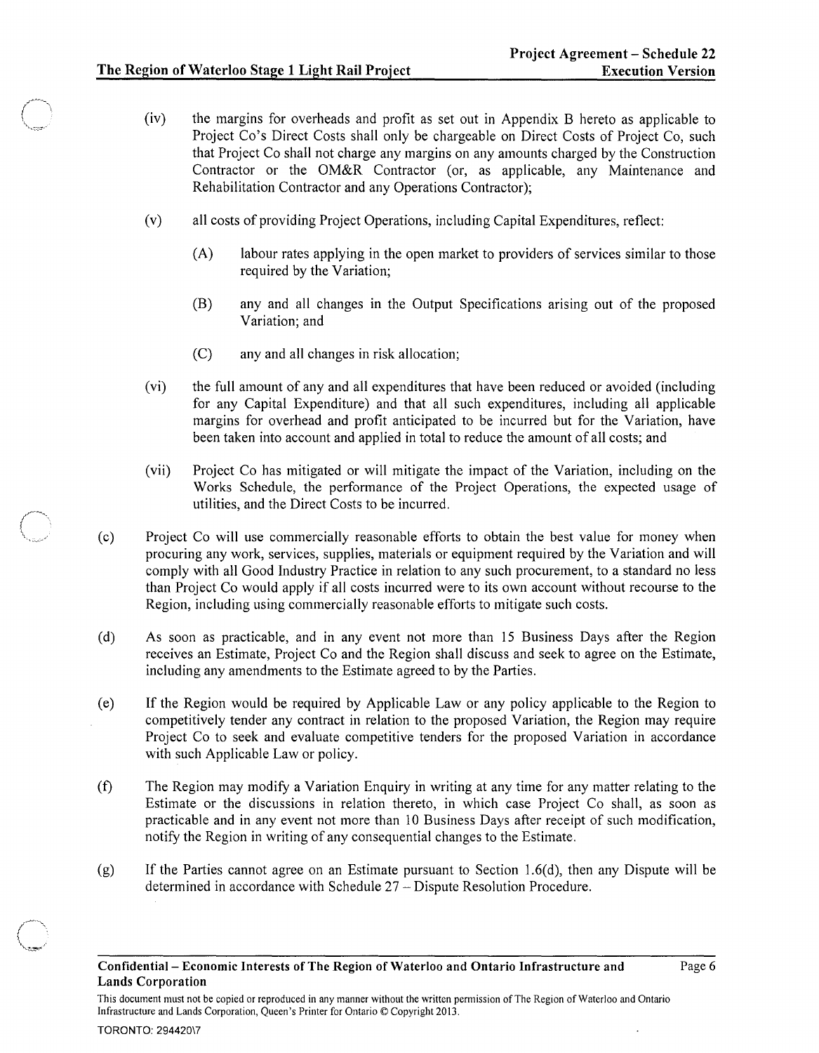(iv) the margins for overheads and profit as set out in Appendix B hereto as applicable to Project Co's Direct Costs shall only be chargeable on Direct Costs of Project Co, such that Project Co shall not charge any margins on any amounts charged by the Construction Contractor or the OM&R Contractor (or, as applicable, any Maintenance and Rehabilitation Contractor and any Operations Contractor);

(v) all costs of providing Project Operations, including Capital Expenditures, reflect:

(A) labour rates applying in the open market to providers of services similar to those required by the Variation;

(B) any and all changes in the Output Specifications arising out of the proposed Variation; and

(C) any and all changes in risk allocation;

(vi) the full amount of any and all expenditures that have been reduced or avoided (including for any Capital Expenditure) and that all such expenditures, including all applicable margins for overhead and profit anticipated to be incurred but for the Variation, have been taken into account and applied in total to reduce the amount of all costs; and

(vii) Project Co has mitigated or will mitigate the impact of the Variation, including on the Works Schedule, the performance of the Project Operations, the expected usage of utilities, and the Direct Costs to be incurred.

(c) Project Co will use commercially reasonable efforts to obtain the best value for money when procuring any work, services, supplies, materials or equipment required by the Variation and will comply with all Good Industry Practice in relation to any such procurement, to a standard no less than Project Co would apply if all costs incurred were to its own account without recourse to the Region, including using commercially reasonable efforts to mitigate such costs.

(d) As soon as practicable, and in any event not more than 15 Business Days after the Region receives an Estimate, Project Co and the Region shall discuss and seek to agree on the Estimate, including any amendments to the Estimate agreed to by the Parties.

(e) If the Region would be required by Applicable Law or any policy applicable to the Region to competitively tender any contract in relation to the proposed Variation, the Region may require Project Co to seek and evaluate competitive tenders for the proposed Variation in accordance with such Applicable Law or policy.

(f) The Region may modify a Variation Enquiry in writing at any time for any matter relating to the Estimate or the discussions in relation thereto, in which case Project Co shall, as soon as practicable and in any event not more than 10 Business Days after receipt of such modification, notify the Region in writing of any consequential changes to the Estimate.

(g) If the Parties cannot agree on an Estimate pursuant to Section 1.6(d), then any Dispute will be determined in accordance with Schedule 27 – Dispute Resolution Procedure.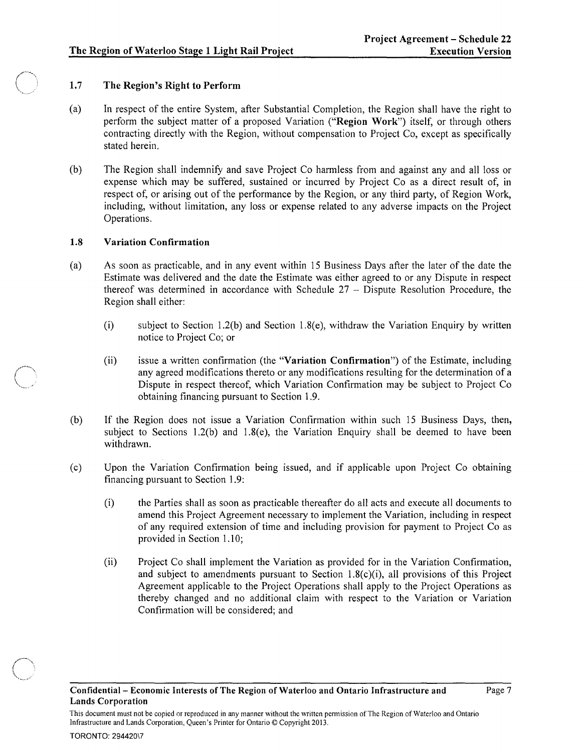### 1.7 The Region's Right to Perform

(a) In respect of the entire System, after Substantial Completion, the Region shall have the right to perform the subject matter of a proposed Variation ("**Region Work**") itself, or through others contracting directly with the Region, without compensation to Project Co, except as specifically stated herein.

(b) The Region shall indemnify and save Project Co harmless from and against any and all loss or expense which may be suffered, sustained or incurred by Project Co as a direct result of, in respect of, or arising out of the performance by the Region, or any third party, of Region Work, including, without limitation, any loss or expense related to any adverse impacts on the Project Operations.

### 1.8 Variation Confirmation

(a) As soon as practicable, and in any event within 15 Business Days after the later of the date the Estimate was delivered and the date the Estimate was either agreed to or any Dispute in respect thereof was determined in accordance with Schedule 27 – Dispute Resolution Procedure, the Region shall either:

(i) subject to Section 1.2(b) and Section 1.8(e), withdraw the Variation Enquiry by written notice to Project Co; or

(ii) issue a written confirmation (the "**Variation Confirmation**") of the Estimate, including any agreed modifications thereto or any modifications resulting for the determination of a Dispute in respect thereof, which Variation Confirmation may be subject to Project Co obtaining financing pursuant to Section 1.9.

(b) If the Region does not issue a Variation Confirmation within such 15 Business Days, then, subject to Sections 1.2(b) and 1.8(e), the Variation Enquiry shall be deemed to have been withdrawn.

(c) Upon the Variation Confirmation being issued, and if applicable upon Project Co obtaining financing pursuant to Section 1.9:

(i) the Parties shall as soon as practicable thereafter do all acts and execute all documents to amend this Project Agreement necessary to implement the Variation, including in respect of any required extension of time and including provision for payment to Project Co as provided in Section 1.10;

(ii) Project Co shall implement the Variation as provided for in the Variation Confirmation, and subject to amendments pursuant to Section 1.8(c)(i), all provisions of this Project Agreement applicable to the Project Operations shall apply to the Project Operations as thereby changed and no additional claim with respect to the Variation or Variation Confirmation will be considered; and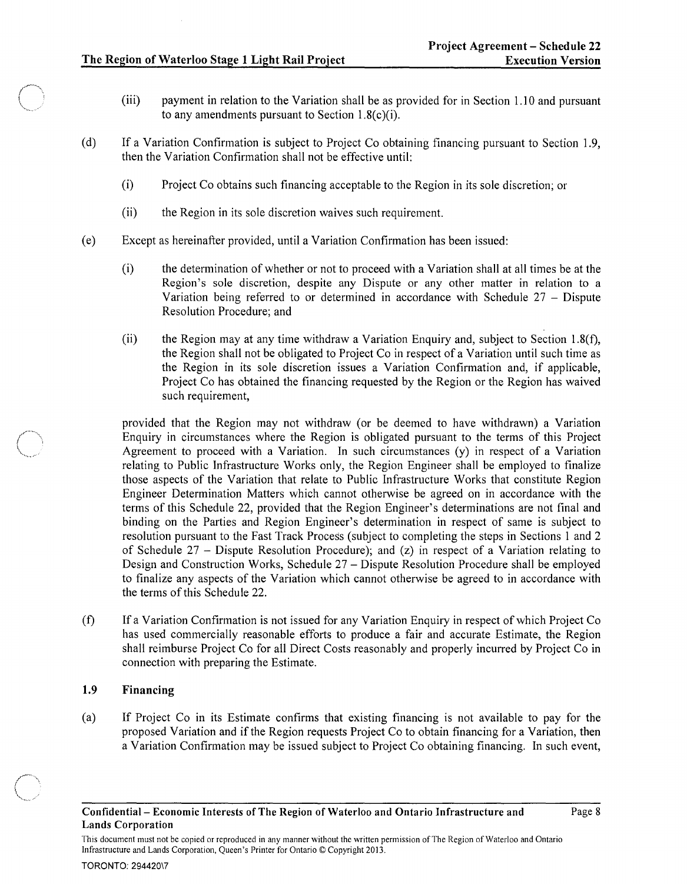(iii) payment in relation to the Variation shall be as provided for in Section 1.10 and pursuant to any amendments pursuant to Section 1.8(c)(i).

(d) If a Variation Confirmation is subject to Project Co obtaining financing pursuant to Section 1.9, then the Variation Confirmation shall not be effective until:

(i) Project Co obtains such financing acceptable to the Region in its sole discretion; or

(ii) the Region in its sole discretion waives such requirement.

(e) Except as hereinafter provided, until a Variation Confirmation has been issued:

(i) the determination of whether or not to proceed with a Variation shall at all times be at the Region's sole discretion, despite any Dispute or any other matter in relation to a Variation being referred to or determined in accordance with Schedule 27 – Dispute Resolution Procedure; and

(ii) the Region may at any time withdraw a Variation Enquiry and, subject to Section 1.8(f), the Region shall not be obligated to Project Co in respect of a Variation until such time as the Region in its sole discretion issues a Variation Confirmation and, if applicable, Project Co has obtained the financing requested by the Region or the Region has waived such requirement,

provided that the Region may not withdraw (or be deemed to have withdrawn) a Variation Enquiry in circumstances where the Region is obligated pursuant to the terms of this Project Agreement to proceed with a Variation. In such circumstances (y) in respect of a Variation relating to Public Infrastructure Works only, the Region Engineer shall be employed to finalize those aspects of the Variation that relate to Public Infrastructure Works that constitute Region Engineer Determination Matters which cannot otherwise be agreed on in accordance with the terms of this Schedule 22, provided that the Region Engineer's determinations are not final and binding on the Parties and Region Engineer's determination in respect of same is subject to resolution pursuant to the Fast Track Process (subject to completing the steps in Sections 1 and 2 of Schedule 27 – Dispute Resolution Procedure); and (z) in respect of a Variation relating to Design and Construction Works, Schedule 27 – Dispute Resolution Procedure shall be employed to finalize any aspects of the Variation which cannot otherwise be agreed to in accordance with the terms of this Schedule 22.

(f) If a Variation Confirmation is not issued for any Variation Enquiry in respect of which Project Co has used commercially reasonable efforts to produce a fair and accurate Estimate, the Region shall reimburse Project Co for all Direct Costs reasonably and properly incurred by Project Co in connection with preparing the Estimate.

### 1.9 Financing

(a) If Project Co in its Estimate confirms that existing financing is not available to pay for the proposed Variation and if the Region requests Project Co to obtain financing for a Variation, then a Variation Confirmation may be issued subject to Project Co obtaining financing. In such event,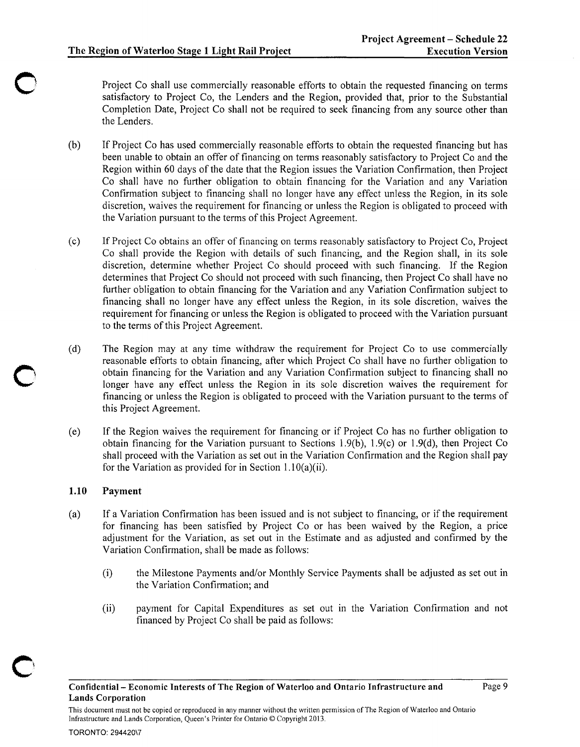Project Co shall use commercially reasonable efforts to obtain the requested financing on terms satisfactory to Project Co, the Lenders and the Region, provided that, prior to the Substantial Completion Date, Project Co shall not be required to seek financing from any source other than the Lenders.

(b) If Project Co has used commercially reasonable efforts to obtain the requested financing but has been unable to obtain an offer of financing on terms reasonably satisfactory to Project Co and the Region within 60 days of the date that the Region issues the Variation Confirmation, then Project Co shall have no further obligation to obtain financing for the Variation and any Variation Confirmation subject to financing shall no longer have any effect unless the Region, in its sole discretion, waives the requirement for financing or unless the Region is obligated to proceed with the Variation pursuant to the terms of this Project Agreement.

(c) If Project Co obtains an offer of financing on terms reasonably satisfactory to Project Co, Project Co shall provide the Region with details of such financing, and the Region shall, in its sole discretion, determine whether Project Co should proceed with such financing. If the Region determines that Project Co should not proceed with such financing, then Project Co shall have no further obligation to obtain financing for the Variation and any Variation Confirmation subject to financing shall no longer have any effect unless the Region, in its sole discretion, waives the requirement for financing or unless the Region is obligated to proceed with the Variation pursuant to the terms of this Project Agreement.

(d) The Region may at any time withdraw the requirement for Project Co to use commercially reasonable efforts to obtain financing, after which Project Co shall have no further obligation to obtain financing for the Variation and any Variation Confirmation subject to financing shall no longer have any effect unless the Region in its sole discretion waives the requirement for financing or unless the Region is obligated to proceed with the Variation pursuant to the terms of this Project Agreement.

(e) If the Region waives the requirement for financing or if Project Co has no further obligation to obtain financing for the Variation pursuant to Sections 1.9(b), 1.9(c) or 1.9(d), then Project Co shall proceed with the Variation as set out in the Variation Confirmation and the Region shall pay for the Variation as provided for in Section 1.10(a)(ii).

### 1.10 Payment

(a) If a Variation Confirmation has been issued and is not subject to financing, or if the requirement for financing has been satisfied by Project Co or has been waived by the Region, a price adjustment for the Variation, as set out in the Estimate and as adjusted and confirmed by the Variation Confirmation, shall be made as follows:

(i) the Milestone Payments and/or Monthly Service Payments shall be adjusted as set out in the Variation Confirmation; and

(ii) payment for Capital Expenditures as set out in the Variation Confirmation and not financed by Project Co shall be paid as follows: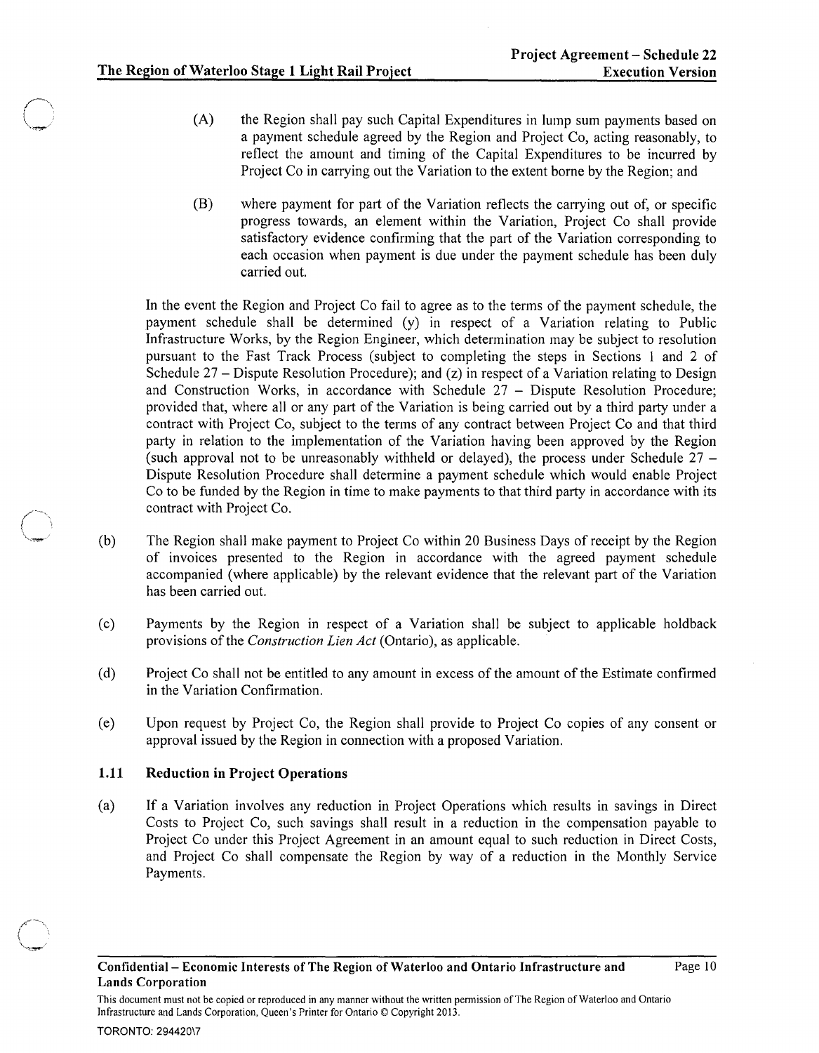(A) the Region shall pay such Capital Expenditures in lump sum payments based on a payment schedule agreed by the Region and Project Co, acting reasonably, to reflect the amount and timing of the Capital Expenditures to be incurred by Project Co in carrying out the Variation to the extent borne by the Region; and

(B) where payment for part of the Variation reflects the carrying out of, or specific progress towards, an element within the Variation, Project Co shall provide satisfactory evidence confirming that the part of the Variation corresponding to each occasion when payment is due under the payment schedule has been duly carried out.

In the event the Region and Project Co fail to agree as to the terms of the payment schedule, the payment schedule shall be determined (y) in respect of a Variation relating to Public Infrastructure Works, by the Region Engineer, which determination may be subject to resolution pursuant to the Fast Track Process (subject to completing the steps in Sections 1 and 2 of Schedule 27 – Dispute Resolution Procedure); and (z) in respect of a Variation relating to Design and Construction Works, in accordance with Schedule 27 – Dispute Resolution Procedure; provided that, where all or any part of the Variation is being carried out by a third party under a contract with Project Co, subject to the terms of any contract between Project Co and that third party in relation to the implementation of the Variation having been approved by the Region (such approval not to be unreasonably withheld or delayed), the process under Schedule 27 – Dispute Resolution Procedure shall determine a payment schedule which would enable Project Co to be funded by the Region in time to make payments to that third party in accordance with its contract with Project Co.

(b) The Region shall make payment to Project Co within 20 Business Days of receipt by the Region of invoices presented to the Region in accordance with the agreed payment schedule accompanied (where applicable) by the relevant evidence that the relevant part of the Variation has been carried out.

(c) Payments by the Region in respect of a Variation shall be subject to applicable holdback provisions of the *Construction Lien Act* (Ontario), as applicable.

(d) Project Co shall not be entitled to any amount in excess of the amount of the Estimate confirmed in the Variation Confirmation.

(e) Upon request by Project Co, the Region shall provide to Project Co copies of any consent or approval issued by the Region in connection with a proposed Variation.

### 1.11 Reduction in Project Operations

(a) If a Variation involves any reduction in Project Operations which results in savings in Direct Costs to Project Co, such savings shall result in a reduction in the compensation payable to Project Co under this Project Agreement in an amount equal to such reduction in Direct Costs, and Project Co shall compensate the Region by way of a reduction in the Monthly Service Payments.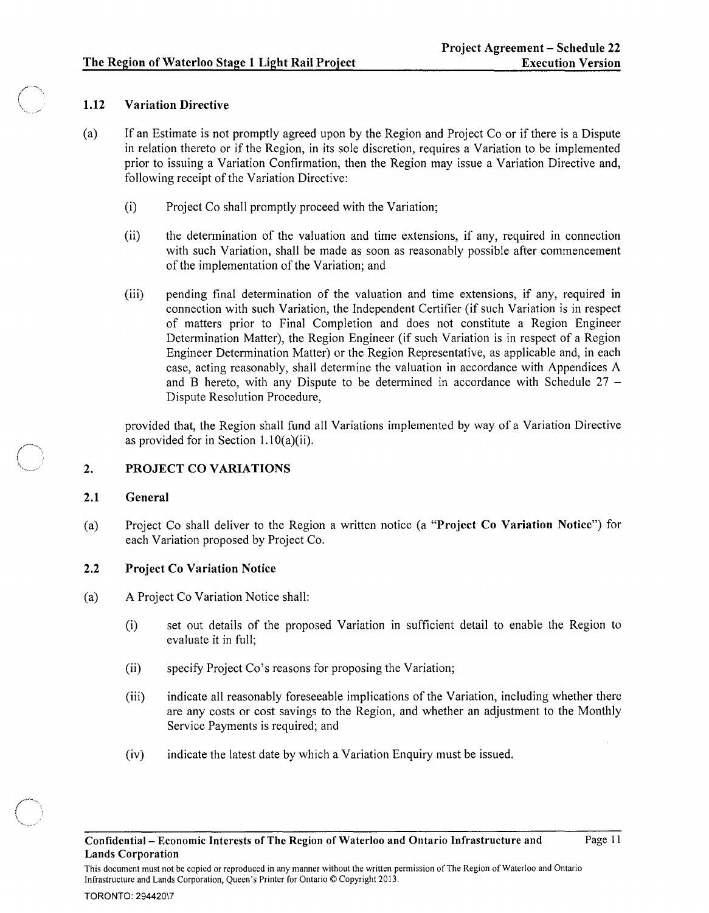### 1.12 Variation Directive

(a) If an Estimate is not promptly agreed upon by the Region and Project Co or if there is a Dispute in relation thereto or if the Region, in its sole discretion, requires a Variation to be implemented prior to issuing a Variation Confirmation, then the Region may issue a Variation Directive and, following receipt of the Variation Directive:

  (i) Project Co shall promptly proceed with the Variation;

  (ii) the determination of the valuation and time extensions, if any, required in connection with such Variation, shall be made as soon as reasonably possible after commencement of the implementation of the Variation; and

  (iii) pending final determination of the valuation and time extensions, if any, required in connection with such Variation, the Independent Certifier (if such Variation is in respect of matters prior to Final Completion and does not constitute a Region Engineer Determination Matter), the Region Engineer (if such Variation is in respect of a Region Engineer Determination Matter) or the Region Representative, as applicable and, in each case, acting reasonably, shall determine the valuation in accordance with Appendices A and B hereto, with any Dispute to be determined in accordance with Schedule 27 – Dispute Resolution Procedure,

provided that, the Region shall fund all Variations implemented by way of a Variation Directive as provided for in Section 1.10(a)(ii).

## 2. PROJECT CO VARIATIONS

### 2.1 General

(a) Project Co shall deliver to the Region a written notice (a "**Project Co Variation Notice**") for each Variation proposed by Project Co.

### 2.2 Project Co Variation Notice

(a) A Project Co Variation Notice shall:

  (i) set out details of the proposed Variation in sufficient detail to enable the Region to evaluate it in full;

  (ii) specify Project Co's reasons for proposing the Variation;

  (iii) indicate all reasonably foreseeable implications of the Variation, including whether there are any costs or cost savings to the Region, and whether an adjustment to the Monthly Service Payments is required; and

  (iv) indicate the latest date by which a Variation Enquiry must be issued.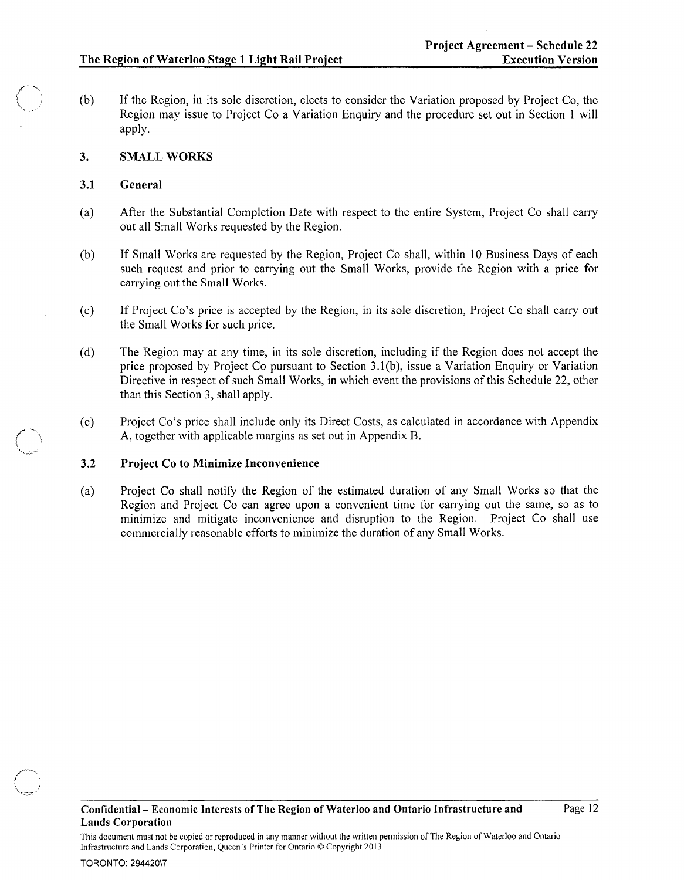(b) If the Region, in its sole discretion, elects to consider the Variation proposed by Project Co, the Region may issue to Project Co a Variation Enquiry and the procedure set out in Section 1 will apply.

## 3. SMALL WORKS

### 3.1 General

(a) After the Substantial Completion Date with respect to the entire System, Project Co shall carry out all Small Works requested by the Region.

(b) If Small Works are requested by the Region, Project Co shall, within 10 Business Days of each such request and prior to carrying out the Small Works, provide the Region with a price for carrying out the Small Works.

(c) If Project Co's price is accepted by the Region, in its sole discretion, Project Co shall carry out the Small Works for such price.

(d) The Region may at any time, in its sole discretion, including if the Region does not accept the price proposed by Project Co pursuant to Section 3.1(b), issue a Variation Enquiry or Variation Directive in respect of such Small Works, in which event the provisions of this Schedule 22, other than this Section 3, shall apply.

(e) Project Co's price shall include only its Direct Costs, as calculated in accordance with Appendix A, together with applicable margins as set out in Appendix B.

### 3.2 Project Co to Minimize Inconvenience

(a) Project Co shall notify the Region of the estimated duration of any Small Works so that the Region and Project Co can agree upon a convenient time for carrying out the same, so as to minimize and mitigate inconvenience and disruption to the Region. Project Co shall use commercially reasonable efforts to minimize the duration of any Small Works.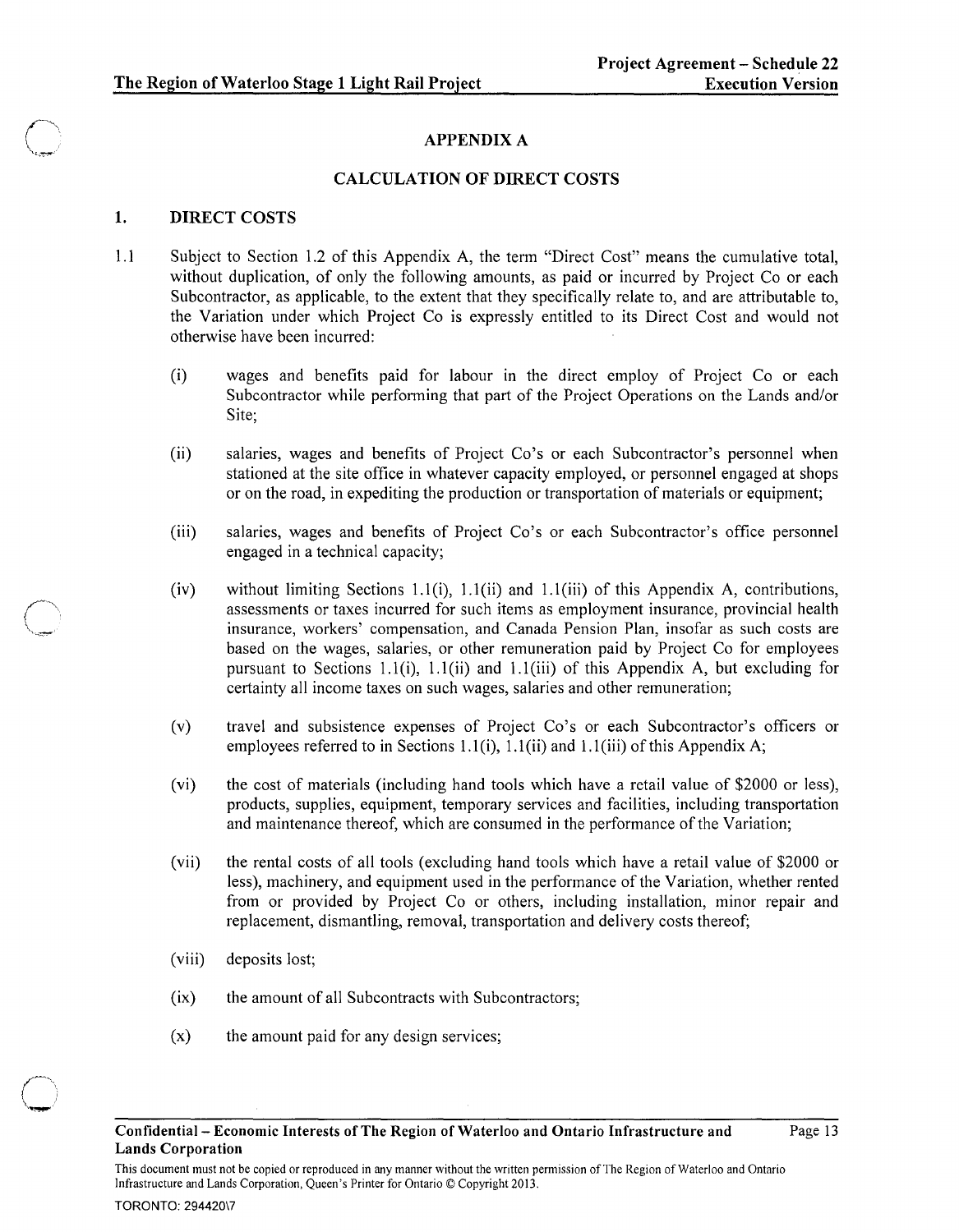## APPENDIX A

## CALCULATION OF DIRECT COSTS

### 1. DIRECT COSTS

1.1 Subject to Section 1.2 of this Appendix A, the term "Direct Cost" means the cumulative total, without duplication, of only the following amounts, as paid or incurred by Project Co or each Subcontractor, as applicable, to the extent that they specifically relate to, and are attributable to, the Variation under which Project Co is expressly entitled to its Direct Cost and would not otherwise have been incurred:

(i) wages and benefits paid for labour in the direct employ of Project Co or each Subcontractor while performing that part of the Project Operations on the Lands and/or Site;

(ii) salaries, wages and benefits of Project Co's or each Subcontractor's personnel when stationed at the site office in whatever capacity employed, or personnel engaged at shops or on the road, in expediting the production or transportation of materials or equipment;

(iii) salaries, wages and benefits of Project Co's or each Subcontractor's office personnel engaged in a technical capacity;

(iv) without limiting Sections 1.1(i), 1.1(ii) and 1.1(iii) of this Appendix A, contributions, assessments or taxes incurred for such items as employment insurance, provincial health insurance, workers' compensation, and Canada Pension Plan, insofar as such costs are based on the wages, salaries, or other remuneration paid by Project Co for employees pursuant to Sections 1.1(i), 1.1(ii) and 1.1(iii) of this Appendix A, but excluding for certainty all income taxes on such wages, salaries and other remuneration;

(v) travel and subsistence expenses of Project Co's or each Subcontractor's officers or employees referred to in Sections 1.1(i), 1.1(ii) and 1.1(iii) of this Appendix A;

(vi) the cost of materials (including hand tools which have a retail value of $2000 or less), products, supplies, equipment, temporary services and facilities, including transportation and maintenance thereof, which are consumed in the performance of the Variation;

(vii) the rental costs of all tools (excluding hand tools which have a retail value of $2000 or less), machinery, and equipment used in the performance of the Variation, whether rented from or provided by Project Co or others, including installation, minor repair and replacement, dismantling, removal, transportation and delivery costs thereof;

(viii) deposits lost;

(ix) the amount of all Subcontracts with Subcontractors;

(x) the amount paid for any design services;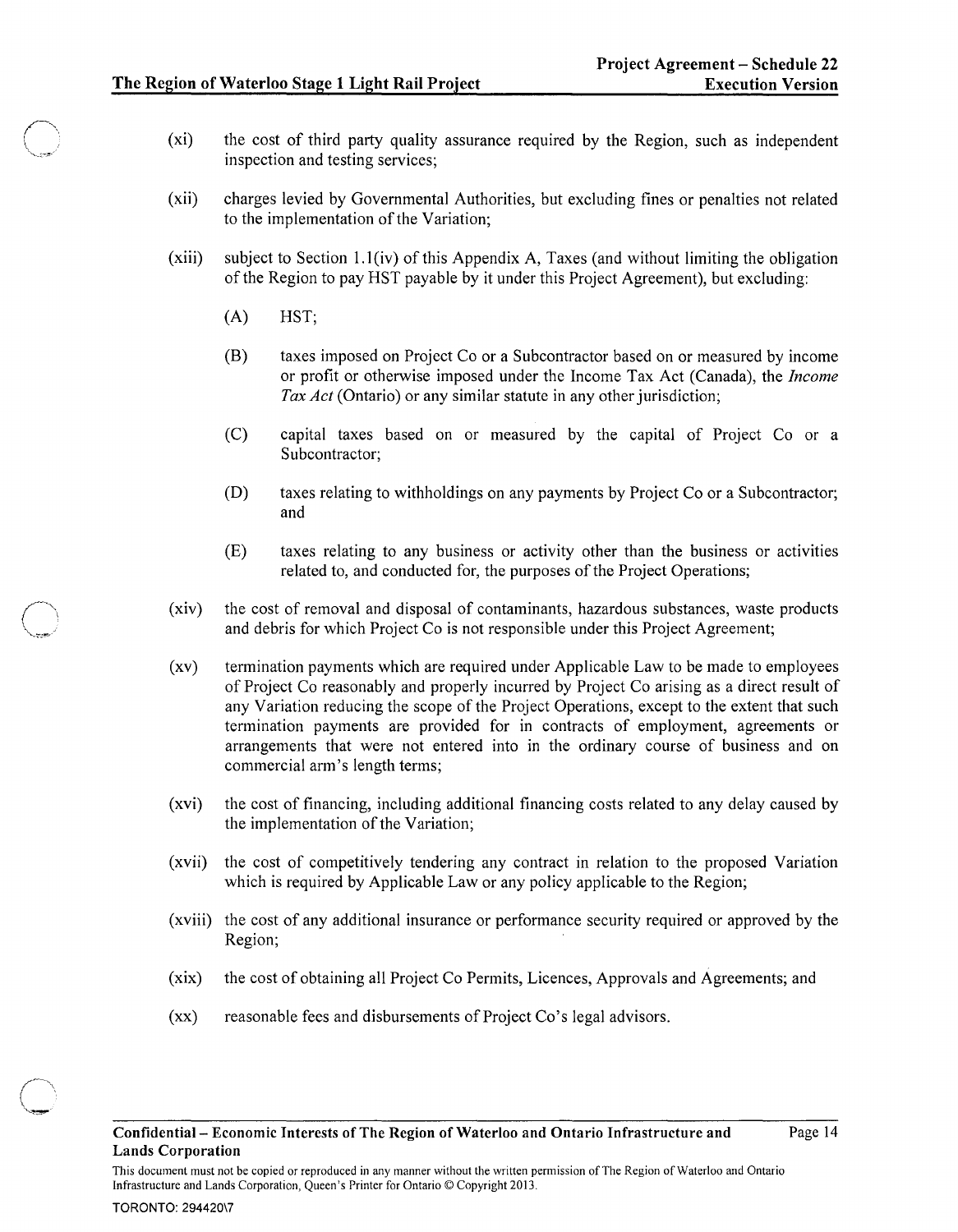(xi) the cost of third party quality assurance required by the Region, such as independent inspection and testing services;

(xii) charges levied by Governmental Authorities, but excluding fines or penalties not related to the implementation of the Variation;

(xiii) subject to Section 1.1(iv) of this Appendix A, Taxes (and without limiting the obligation of the Region to pay HST payable by it under this Project Agreement), but excluding:

   (A) HST;

   (B) taxes imposed on Project Co or a Subcontractor based on or measured by income or profit or otherwise imposed under the Income Tax Act (Canada), the *Income Tax Act* (Ontario) or any similar statute in any other jurisdiction;

   (C) capital taxes based on or measured by the capital of Project Co or a Subcontractor;

   (D) taxes relating to withholdings on any payments by Project Co or a Subcontractor; and

   (E) taxes relating to any business or activity other than the business or activities related to, and conducted for, the purposes of the Project Operations;

(xiv) the cost of removal and disposal of contaminants, hazardous substances, waste products and debris for which Project Co is not responsible under this Project Agreement;

(xv) termination payments which are required under Applicable Law to be made to employees of Project Co reasonably and properly incurred by Project Co arising as a direct result of any Variation reducing the scope of the Project Operations, except to the extent that such termination payments are provided for in contracts of employment, agreements or arrangements that were not entered into in the ordinary course of business and on commercial arm's length terms;

(xvi) the cost of financing, including additional financing costs related to any delay caused by the implementation of the Variation;

(xvii) the cost of competitively tendering any contract in relation to the proposed Variation which is required by Applicable Law or any policy applicable to the Region;

(xviii) the cost of any additional insurance or performance security required or approved by the Region;

(xix) the cost of obtaining all Project Co Permits, Licences, Approvals and Agreements; and

(xx) reasonable fees and disbursements of Project Co's legal advisors.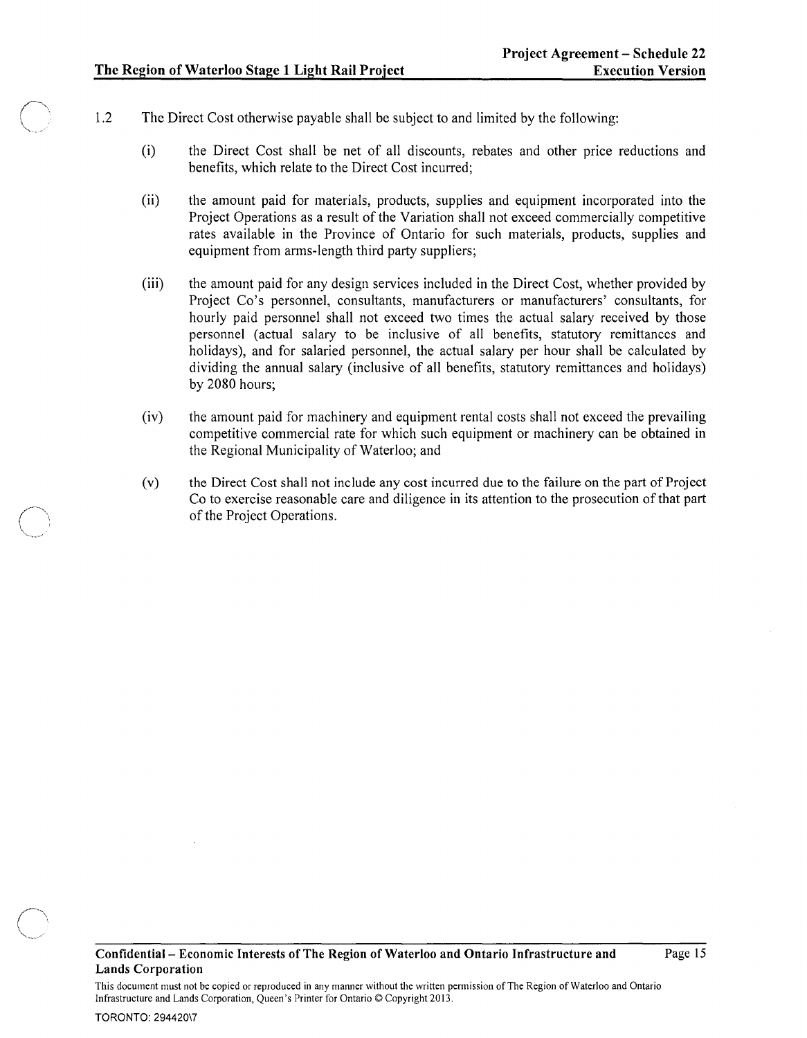1.2 The Direct Cost otherwise payable shall be subject to and limited by the following:

(i) the Direct Cost shall be net of all discounts, rebates and other price reductions and benefits, which relate to the Direct Cost incurred;

(ii) the amount paid for materials, products, supplies and equipment incorporated into the Project Operations as a result of the Variation shall not exceed commercially competitive rates available in the Province of Ontario for such materials, products, supplies and equipment from arms-length third party suppliers;

(iii) the amount paid for any design services included in the Direct Cost, whether provided by Project Co's personnel, consultants, manufacturers or manufacturers' consultants, for hourly paid personnel shall not exceed two times the actual salary received by those personnel (actual salary to be inclusive of all benefits, statutory remittances and holidays), and for salaried personnel, the actual salary per hour shall be calculated by dividing the annual salary (inclusive of all benefits, statutory remittances and holidays) by 2080 hours;

(iv) the amount paid for machinery and equipment rental costs shall not exceed the prevailing competitive commercial rate for which such equipment or machinery can be obtained in the Regional Municipality of Waterloo; and

(v) the Direct Cost shall not include any cost incurred due to the failure on the part of Project Co to exercise reasonable care and diligence in its attention to the prosecution of that part of the Project Operations.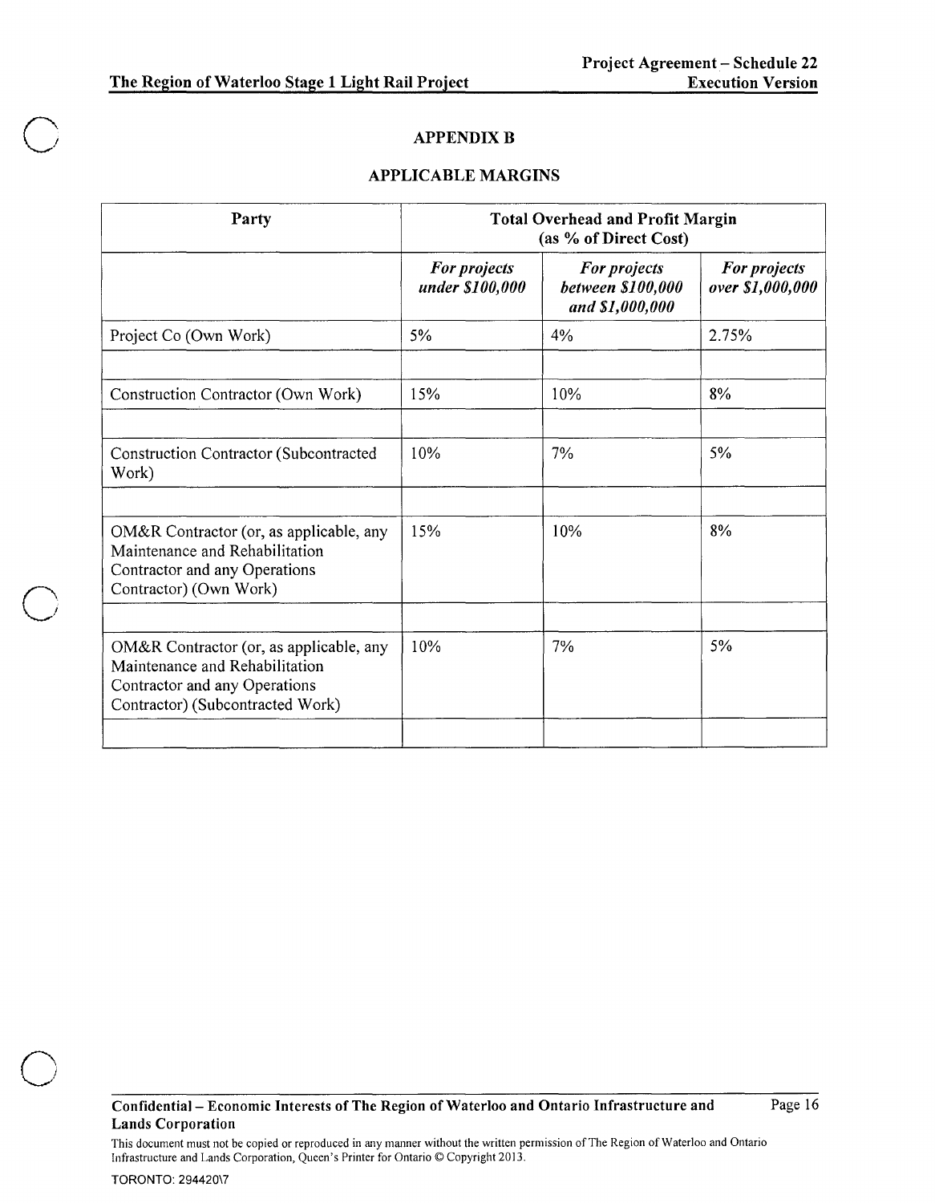## APPENDIX B

## APPLICABLE MARGINS

| Party | Total Overhead and Profit Margin (as % of Direct Cost) | | |
|---|---|---|---|
| | *For projects under $100,000* | *For projects between $100,000 and $1,000,000* | *For projects over $1,000,000* |
| Project Co (Own Work) | 5% | 4% | 2.75% |
| | | | |
| Construction Contractor (Own Work) | 15% | 10% | 8% |
| | | | |
| Construction Contractor (Subcontracted Work) | 10% | 7% | 5% |
| | | | |
| OM&R Contractor (or, as applicable, any Maintenance and Rehabilitation Contractor and any Operations Contractor) (Own Work) | 15% | 10% | 8% |
| | | | |
| OM&R Contractor (or, as applicable, any Maintenance and Rehabilitation Contractor and any Operations Contractor) (Subcontracted Work) | 10% | 7% | 5% |
| | | | |